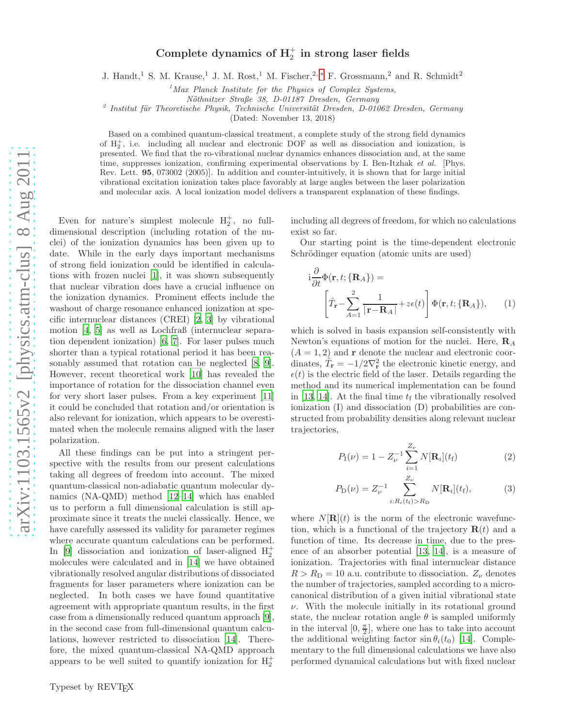# Complete dynamics of $H_2^+$ in strong laser fields

J. Handt,[1] S. M. Krause,[1] J. M. Rost,[1] M. Fischer,[2,*] F. Grossmann,[2] and R. Schmidt[2]

[1] *Max Planck Institute for the Physics of Complex Systems, Nöthnitzer Straße 38, D-01187 Dresden, Germany*

[2] *Institut für Theoretische Physik, Technische Universität Dresden, D-01062 Dresden, Germany*

(Dated: November 13, 2018)

Based on a combined quantum-classical treatment, a complete study of the strong field dynamics of $H_2^+$, i.e. including all nuclear and electronic DOF as well as dissociation and ionization, is presented. We find that the ro-vibrational nuclear dynamics enhances dissociation and, at the same time, suppresses ionization, confirming experimental observations by I. Ben-Itzhak *et al.* [Phys. Rev. Lett. **95**, 073002 (2005)]. In addition and counter-intuitively, it is shown that for large initial vibrational excitation ionization takes place favorably at large angles between the laser polarization and molecular axis. A local ionization model delivers a transparent explanation of these findings.

Even for nature's simplest molecule $H_2^+$, no full-dimensional description (including rotation of the nuclei) of the ionization dynamics has been given up to date. While in the early days important mechanisms of strong field ionization could be identified in calculations with frozen nuclei [1], it was shown subsequently that nuclear vibration does have a crucial influence on the ionization dynamics. Prominent effects include the washout of charge resonance enhanced ionization at specific internuclear distances (CREI) [2, 3] by vibrational motion [4, 5] as well as Lochfraß (internuclear separation dependent ionization) [6, 7]. For laser pulses much shorter than a typical rotational period it has been reasonably assumed that rotation can be neglected [8, 9]. However, recent theoretical work [10] has revealed the importance of rotation for the dissociation channel even for very short laser pulses. From a key experiment [11] it could be concluded that rotation and/or orientation is also relevant for ionization, which appears to be overestimated when the molecule remains aligned with the laser polarization.

All these findings can be put into a stringent perspective with the results from our present calculations taking all degrees of freedom into account. The mixed quantum-classical non-adiabatic quantum molecular dynamics (NA-QMD) method [12–14] which has enabled us to perform a full dimensional calculation is still approximate since it treats the nuclei classically. Hence, we have carefully assessed its validity for parameter regimes where accurate quantum calculations can be performed. In [9] dissociation and ionization of laser-aligned $H_2^+$ molecules were calculated and in [14] we have obtained vibrationally resolved angular distributions of dissociated fragments for laser parameters where ionization can be neglected. In both cases we have found quantitative agreement with appropriate quantum results, in the first case from a dimensionally reduced quantum approach [9], in the second case from full-dimensional quantum calculations, however restricted to dissociation [14]. Therefore, the mixed quantum-classical NA-QMD approach appears to be well suited to quantify ionization for $H_2^+$ including all degrees of freedom, for which no calculations exist so far.

Our starting point is the time-dependent electronic Schrödinger equation (atomic units are used)

$$
\mathrm{i}\frac{\partial}{\partial t}\Phi(\mathbf{r},t;\{\mathbf{R}_A\}) = \left[\hat{T}_{\mathbf{r}} - \sum_{A=1}^{2}\frac{1}{|\mathbf{r}-\mathbf{R}_A|} + z\epsilon(t)\right]\Phi(\mathbf{r},t;\{\mathbf{R}_A\}), \qquad (1)
$$

which is solved in basis expansion self-consistently with Newton's equations of motion for the nuclei. Here, $\mathbf{R}_A$ ($A = 1, 2$) and $\mathbf{r}$ denote the nuclear and electronic coordinates, $\hat{T}_{\mathbf{r}} = -1/2\nabla^2_{\mathbf{r}}$ the electronic kinetic energy, and $\epsilon(t)$ is the electric field of the laser. Details regarding the method and its numerical implementation can be found in [13, 14]. At the final time $t_{\mathrm{f}}$ the vibrationally resolved ionization (I) and dissociation (D) probabilities are constructed from probability densities along relevant nuclear trajectories,

$$
P_{\mathrm{I}}(\nu) = 1 - Z_\nu^{-1}\sum_{i=1}^{Z_\nu} N[\mathbf{R}_i](t_{\mathrm{f}}) \qquad (2)
$$

$$
P_{\mathrm{D}}(\nu) = Z_\nu^{-1}\sum_{i:R_i(t_{\mathrm{f}})>R_{\mathrm{D}}}^{Z_\nu} N[\mathbf{R}_i](t_{\mathrm{f}}), \qquad (3)
$$

where $N[\mathbf{R}](t)$ is the norm of the electronic wavefunction, which is a functional of the trajectory $\mathbf{R}(t)$ and a function of time. Its decrease in time, due to the presence of an absorber potential [13, 14], is a measure of ionization. Trajectories with final internuclear distance $R > R_{\mathrm{D}} = 10$ a.u. contribute to dissociation. $Z_\nu$ denotes the number of trajectories, sampled according to a microcanonical distribution of a given initial vibrational state $\nu$. With the molecule initially in its rotational ground state, the nuclear rotation angle $\theta$ is sampled uniformly in the interval $[0, \frac{\pi}{2}]$, where one has to take into account the additional weighting factor $\sin\theta_i(t_0)$ [14]. Complementary to the full dimensional calculations we have also performed dynamical calculations but with fixed nuclear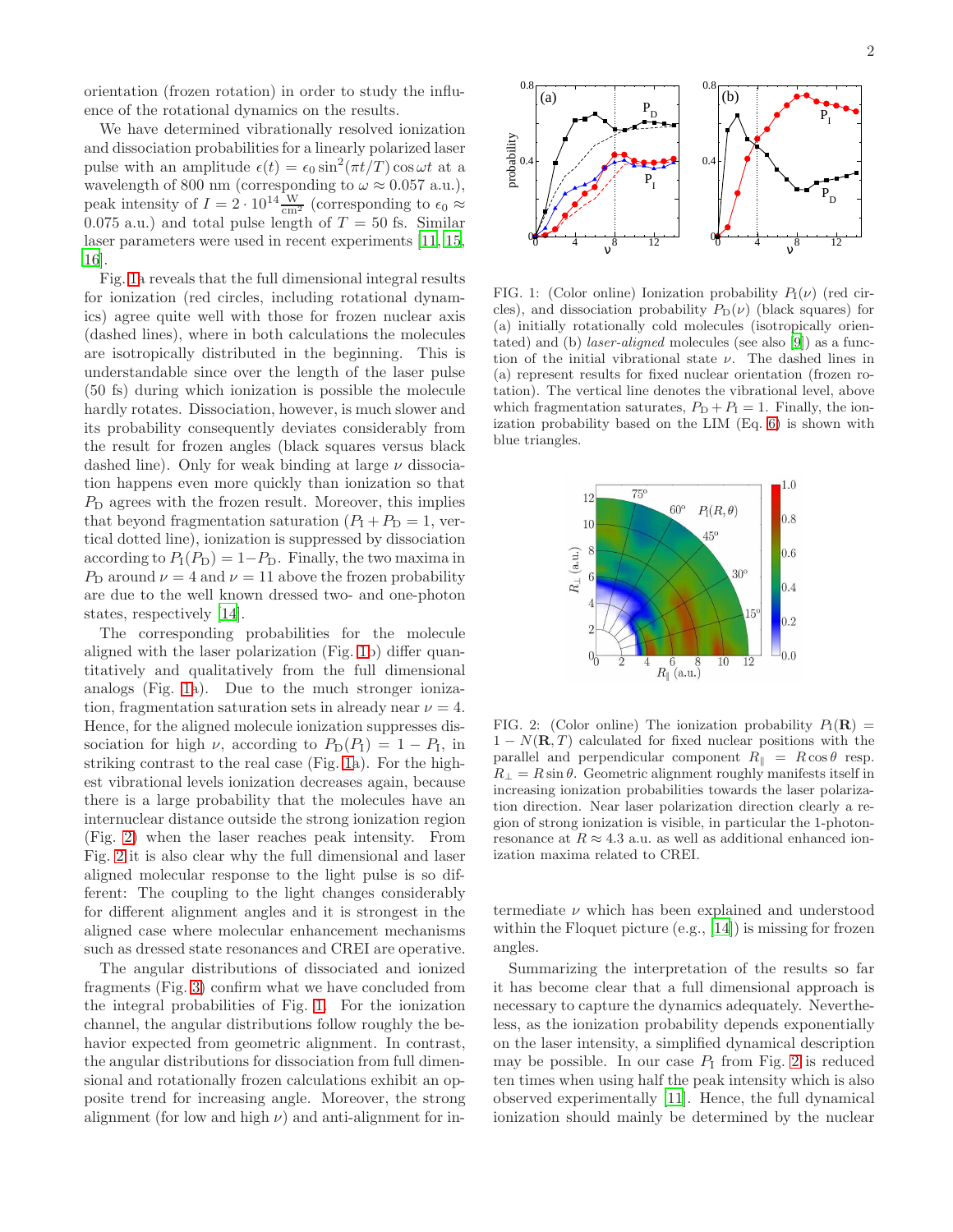orientation (frozen rotation) in order to study the influence of the rotational dynamics on the results.

We have determined vibrationally resolved ionization and dissociation probabilities for a linearly polarized laser pulse with an amplitude $\epsilon(t) = \epsilon_0 \sin^2(\pi t/T) \cos \omega t$ at a wavelength of 800 nm (corresponding to $\omega \approx 0.057$ a.u.), peak intensity of $I = 2 \cdot 10^{14} \frac{\mathrm{W}}{\mathrm{cm}^2}$ (corresponding to $\epsilon_0 \approx 0.075$ a.u.) and total pulse length of $T = 50$ fs. Similar laser parameters were used in recent experiments [11, 15, 16].

Fig. 1a reveals that the full dimensional integral results for ionization (red circles, including rotational dynamics) agree quite well with those for frozen nuclear axis (dashed lines), where in both calculations the molecules are isotropically distributed in the beginning. This is understandable since over the length of the laser pulse (50 fs) during which ionization is possible the molecule hardly rotates. Dissociation, however, is much slower and its probability consequently deviates considerably from the result for frozen angles (black squares versus black dashed line). Only for weak binding at large $\nu$ dissociation happens even more quickly than ionization so that $P_\mathrm{D}$ agrees with the frozen result. Moreover, this implies that beyond fragmentation saturation ($P_\mathrm{I} + P_\mathrm{D} = 1$, vertical dotted line), ionization is suppressed by dissociation according to $P_\mathrm{I}(P_\mathrm{D}) = 1 - P_\mathrm{D}$. Finally, the two maxima in $P_\mathrm{D}$ around $\nu = 4$ and $\nu = 11$ above the frozen probability are due to the well known dressed two- and one-photon states, respectively [14].

The corresponding probabilities for the molecule aligned with the laser polarization (Fig. 1b) differ quantitatively and qualitatively from the full dimensional analogs (Fig. 1a). Due to the much stronger ionization, fragmentation saturation sets in already near $\nu = 4$. Hence, for the aligned molecule ionization suppresses dissociation for high $\nu$, according to $P_\mathrm{D}(P_\mathrm{I}) = 1 - P_\mathrm{I}$, in striking contrast to the real case (Fig. 1a). For the highest vibrational levels ionization decreases again, because there is a large probability that the molecules have an internuclear distance outside the strong ionization region (Fig. 2) when the laser reaches peak intensity. From Fig. 2 it is also clear why the full dimensional and laser aligned molecular response to the light pulse is so different: The coupling to the light changes considerably for different alignment angles and it is strongest in the aligned case where molecular enhancement mechanisms such as dressed state resonances and CREI are operative.

The angular distributions of dissociated and ionized fragments (Fig. 3) confirm what we have concluded from the integral probabilities of Fig. 1. For the ionization channel, the angular distributions follow roughly the behavior expected from geometric alignment. In contrast, the angular distributions for dissociation from full dimensional and rotationally frozen calculations exhibit an opposite trend for increasing angle. Moreover, the strong alignment (for low and high $\nu$) and anti-alignment for intermediate $\nu$ which has been explained and understood within the Floquet picture (e.g., [14]) is missing for frozen angles.

FIG. 1: (Color online) Ionization probability $P_\mathrm{I}(\nu)$ (red circles), and dissociation probability $P_\mathrm{D}(\nu)$ (black squares) for (a) initially rotationally cold molecules (isotropically orientated) and (b) *laser-aligned* molecules (see also [9]) as a function of the initial vibrational state $\nu$. The dashed lines in (a) represent results for fixed nuclear orientation (frozen rotation). The vertical line denotes the vibrational level, above which fragmentation saturates, $P_\mathrm{D} + P_\mathrm{I} = 1$. Finally, the ionization probability based on the LIM (Eq. 6) is shown with blue triangles.

FIG. 2: (Color online) The ionization probability $P_\mathrm{I}(\mathbf{R}) = 1 - N(\mathbf{R}, T)$ calculated for fixed nuclear positions with the parallel and perpendicular component $R_\parallel = R\cos\theta$ resp. $R_\perp = R\sin\theta$. Geometric alignment roughly manifests itself in increasing ionization probabilities towards the laser polarization direction. Near laser polarization direction clearly a region of strong ionization is visible, in particular the 1-photon-resonance at $R \approx 4.3$ a.u. as well as additional enhanced ionization maxima related to CREI.

Summarizing the interpretation of the results so far it has become clear that a full dimensional approach is necessary to capture the dynamics adequately. Nevertheless, as the ionization probability depends exponentially on the laser intensity, a simplified dynamical description may be possible. In our case $P_\mathrm{I}$ from Fig. 2 is reduced ten times when using half the peak intensity which is also observed experimentally [11]. Hence, the full dynamical ionization should mainly be determined by the nuclear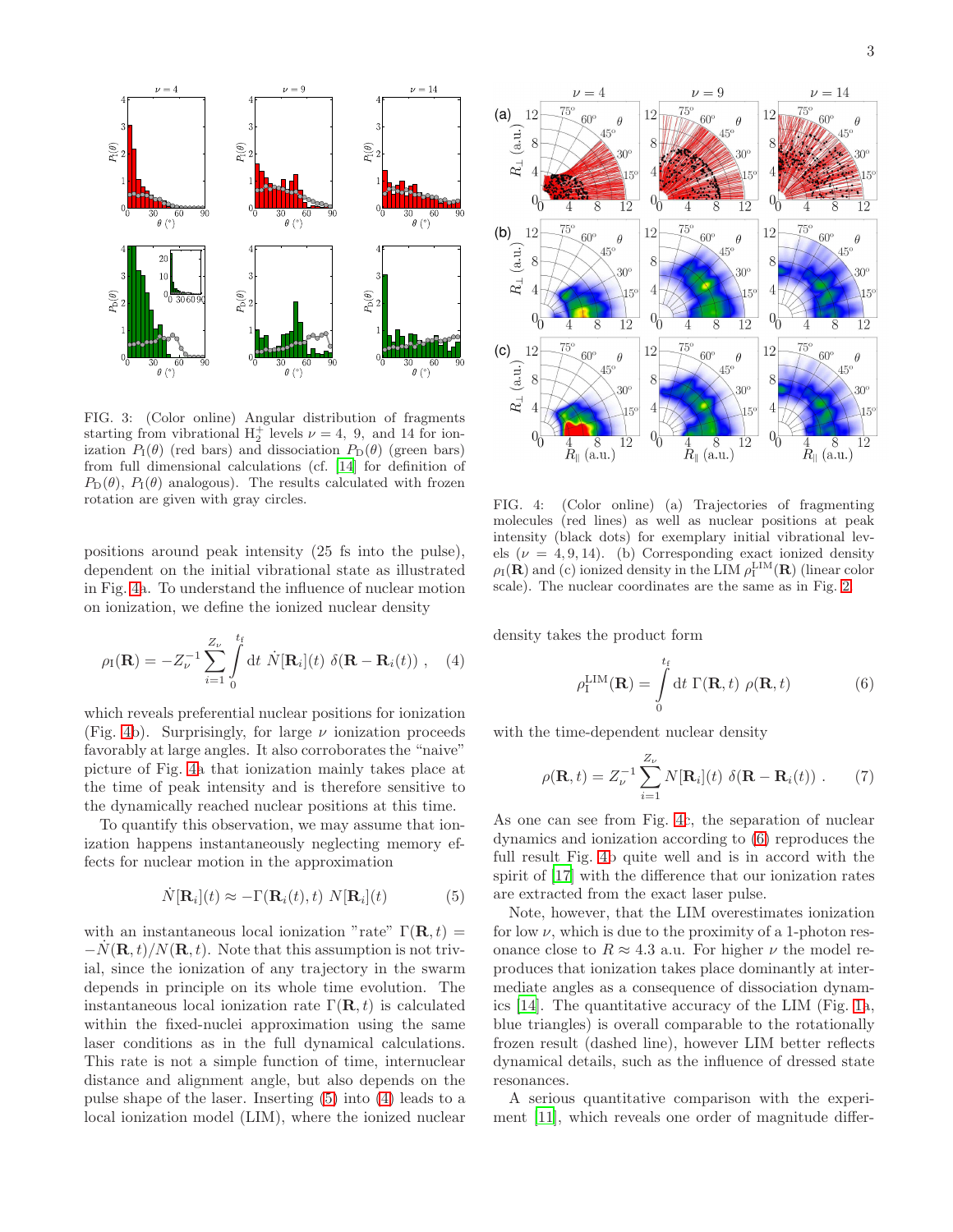FIG. 3: (Color online) Angular distribution of fragments starting from vibrational $H_2^+$ levels $\nu = 4$, 9, and 14 for ionization $P_\mathrm{I}(\theta)$ (red bars) and dissociation $P_\mathrm{D}(\theta)$ (green bars) from full dimensional calculations (cf. [14] for definition of $P_\mathrm{D}(\theta)$, $P_\mathrm{I}(\theta)$ analogous). The results calculated with frozen rotation are given with gray circles.

positions around peak intensity (25 fs into the pulse), dependent on the initial vibrational state as illustrated in Fig. 4a. To understand the influence of nuclear motion on ionization, we define the ionized nuclear density

$$\rho_\mathrm{I}(\mathbf{R}) = -Z_\nu^{-1} \sum_{i=1}^{Z_\nu} \int_0^{t_\mathrm{f}} \mathrm{d}t \; \dot{N}[\mathbf{R}_i](t) \; \delta(\mathbf{R} - \mathbf{R}_i(t)) \ , \quad (4)$$

which reveals preferential nuclear positions for ionization (Fig. 4b). Surprisingly, for large $\nu$ ionization proceeds favorably at large angles. It also corroborates the "naive" picture of Fig. 4a that ionization mainly takes place at the time of peak intensity and is therefore sensitive to the dynamically reached nuclear positions at this time.

To quantify this observation, we may assume that ionization happens instantaneously neglecting memory effects for nuclear motion in the approximation

$$\dot{N}[\mathbf{R}_i](t) \approx -\Gamma(\mathbf{R}_i(t), t) \; N[\mathbf{R}_i](t) \quad (5)$$

with an instantaneous local ionization "rate" $\Gamma(\mathbf{R}, t) = -\dot{N}(\mathbf{R}, t)/N(\mathbf{R}, t)$. Note that this assumption is not trivial, since the ionization of any trajectory in the swarm depends in principle on its whole time evolution. The instantaneous local ionization rate $\Gamma(\mathbf{R}, t)$ is calculated within the fixed-nuclei approximation using the same laser conditions as in the full dynamical calculations. This rate is not a simple function of time, internuclear distance and alignment angle, but also depends on the pulse shape of the laser. Inserting (5) into (4) leads to a local ionization model (LIM), where the ionized nuclear density takes the product form

$$\rho_\mathrm{I}^\mathrm{LIM}(\mathbf{R}) = \int_0^{t_\mathrm{f}} \mathrm{d}t \; \Gamma(\mathbf{R}, t) \; \rho(\mathbf{R}, t) \quad (6)$$

with the time-dependent nuclear density

$$\rho(\mathbf{R}, t) = Z_\nu^{-1} \sum_{i=1}^{Z_\nu} N[\mathbf{R}_i](t) \; \delta(\mathbf{R} - \mathbf{R}_i(t)) \ . \quad (7)$$

FIG. 4: (Color online) (a) Trajectories of fragmenting molecules (red lines) as well as nuclear positions at peak intensity (black dots) for exemplary initial vibrational levels ($\nu = 4, 9, 14$). (b) Corresponding exact ionized density $\rho_\mathrm{I}(\mathbf{R})$ and (c) ionized density in the LIM $\rho_\mathrm{I}^\mathrm{LIM}(\mathbf{R})$ (linear color scale). The nuclear coordinates are the same as in Fig. 2.

As one can see from Fig. 4c, the separation of nuclear dynamics and ionization according to (6) reproduces the full result Fig. 4b quite well and is in accord with the spirit of [17] with the difference that our ionization rates are extracted from the exact laser pulse.

Note, however, that the LIM overestimates ionization for low $\nu$, which is due to the proximity of a 1-photon resonance close to $R \approx 4.3$ a.u. For higher $\nu$ the model reproduces that ionization takes place dominantly at intermediate angles as a consequence of dissociation dynamics [14]. The quantitative accuracy of the LIM (Fig. 1a, blue triangles) is overall comparable to the rotationally frozen result (dashed line), however LIM better reflects dynamical details, such as the influence of dressed state resonances.

A serious quantitative comparison with the experiment [11], which reveals one order of magnitude differ-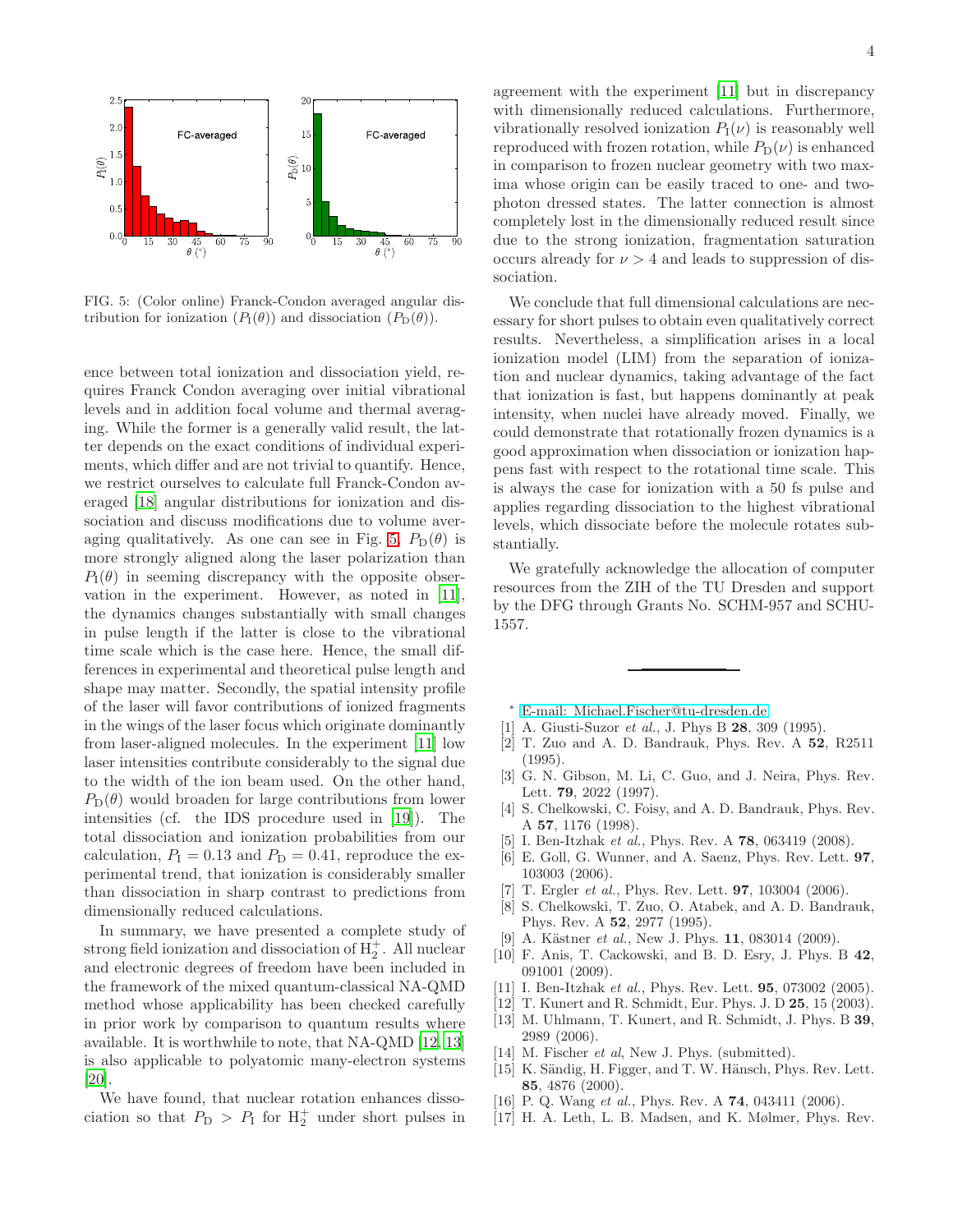FIG. 5: (Color online) Franck-Condon averaged angular distribution for ionization ($P_\mathrm{I}(\theta)$) and dissociation ($P_\mathrm{D}(\theta)$).

ence between total ionization and dissociation yield, requires Franck Condon averaging over initial vibrational levels and in addition focal volume and thermal averaging. While the former is a generally valid result, the latter depends on the exact conditions of individual experiments, which differ and are not trivial to quantify. Hence, we restrict ourselves to calculate full Franck-Condon averaged [18] angular distributions for ionization and dissociation and discuss modifications due to volume averaging qualitatively. As one can see in Fig. 5, $P_\mathrm{D}(\theta)$ is more strongly aligned along the laser polarization than $P_\mathrm{I}(\theta)$ in seeming discrepancy with the opposite observation in the experiment. However, as noted in [11], the dynamics changes substantially with small changes in pulse length if the latter is close to the vibrational time scale which is the case here. Hence, the small differences in experimental and theoretical pulse length and shape may matter. Secondly, the spatial intensity profile of the laser will favor contributions of ionized fragments in the wings of the laser focus which originate dominantly from laser-aligned molecules. In the experiment [11] low laser intensities contribute considerably to the signal due to the width of the ion beam used. On the other hand, $P_\mathrm{D}(\theta)$ would broaden for large contributions from lower intensities (cf. the IDS procedure used in [19]). The total dissociation and ionization probabilities from our calculation, $P_\mathrm{I} = 0.13$ and $P_\mathrm{D} = 0.41$, reproduce the experimental trend, that ionization is considerably smaller than dissociation in sharp contrast to predictions from dimensionally reduced calculations.

In summary, we have presented a complete study of strong field ionization and dissociation of $\mathrm{H}_2^+$. All nuclear and electronic degrees of freedom have been included in the framework of the mixed quantum-classical NA-QMD method whose applicability has been checked carefully in prior work by comparison to quantum results where available. It is worthwhile to note, that NA-QMD [12, 13] is also applicable to polyatomic many-electron systems [20].

We have found, that nuclear rotation enhances dissociation so that $P_\mathrm{D} > P_\mathrm{I}$ for $\mathrm{H}_2^+$ under short pulses in agreement with the experiment [11] but in discrepancy with dimensionally reduced calculations. Furthermore, vibrationally resolved ionization $P_\mathrm{I}(\nu)$ is reasonably well reproduced with frozen rotation, while $P_\mathrm{D}(\nu)$ is enhanced in comparison to frozen nuclear geometry with two maxima whose origin can be easily traced to one- and two-photon dressed states. The latter connection is almost completely lost in the dimensionally reduced result since due to the strong ionization, fragmentation saturation occurs already for $\nu > 4$ and leads to suppression of dissociation.

We conclude that full dimensional calculations are necessary for short pulses to obtain even qualitatively correct results. Nevertheless, a simplification arises in a local ionization model (LIM) from the separation of ionization and nuclear dynamics, taking advantage of the fact that ionization is fast, but happens dominantly at peak intensity, when nuclei have already moved. Finally, we could demonstrate that rotationally frozen dynamics is a good approximation when dissociation or ionization happens fast with respect to the rotational time scale. This is always the case for ionization with a 50 fs pulse and applies regarding dissociation to the highest vibrational levels, which dissociate before the molecule rotates substantially.

We gratefully acknowledge the allocation of computer resources from the ZIH of the TU Dresden and support by the DFG through Grants No. SCHM-957 and SCHU-1557.

---

\* E-mail: Michael.Fischer@tu-dresden.de

[1] A. Giusti-Suzor *et al.*, J. Phys B **28**, 309 (1995).

[2] T. Zuo and A. D. Bandrauk, Phys. Rev. A **52**, R2511 (1995).

[3] G. N. Gibson, M. Li, C. Guo, and J. Neira, Phys. Rev. Lett. **79**, 2022 (1997).

[4] S. Chelkowski, C. Foisy, and A. D. Bandrauk, Phys. Rev. A **57**, 1176 (1998).

[5] I. Ben-Itzhak *et al.*, Phys. Rev. A **78**, 063419 (2008).

[6] E. Goll, G. Wunner, and A. Saenz, Phys. Rev. Lett. **97**, 103003 (2006).

[7] T. Ergler *et al.*, Phys. Rev. Lett. **97**, 103004 (2006).

[8] S. Chelkowski, T. Zuo, O. Atabek, and A. D. Bandrauk, Phys. Rev. A **52**, 2977 (1995).

[9] A. Kästner *et al.*, New J. Phys. **11**, 083014 (2009).

[10] F. Anis, T. Cackowski, and B. D. Esry, J. Phys. B **42**, 091001 (2009).

[11] I. Ben-Itzhak *et al.*, Phys. Rev. Lett. **95**, 073002 (2005).

[12] T. Kunert and R. Schmidt, Eur. Phys. J. D **25**, 15 (2003).

[13] M. Uhlmann, T. Kunert, and R. Schmidt, J. Phys. B **39**, 2989 (2006).

[14] M. Fischer *et al*, New J. Phys. (submitted).

[15] K. Sändig, H. Figger, and T. W. Hänsch, Phys. Rev. Lett. **85**, 4876 (2000).

[16] P. Q. Wang *et al.*, Phys. Rev. A **74**, 043411 (2006).

[17] H. A. Leth, L. B. Madsen, and K. Mølmer, Phys. Rev.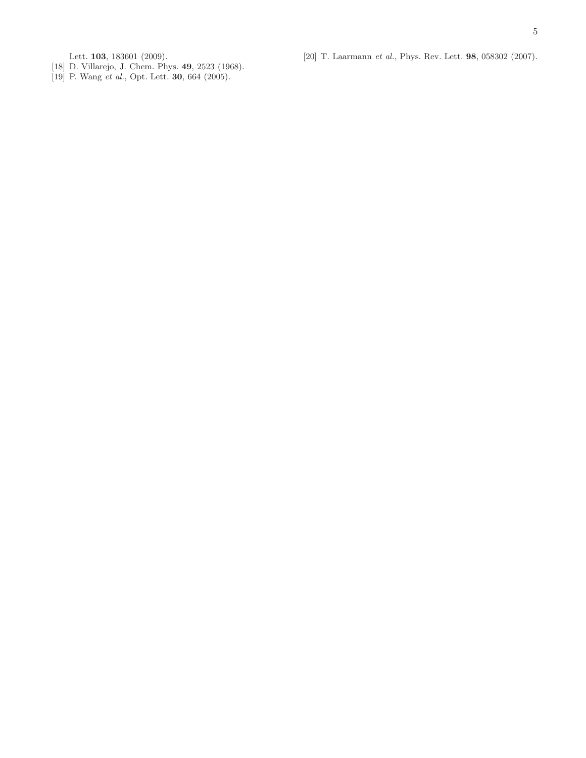Lett. **103**, 183601 (2009).

[18] D. Villarejo, J. Chem. Phys. **49**, 2523 (1968).

[19] P. Wang *et al.*, Opt. Lett. **30**, 664 (2005).

[20] T. Laarmann *et al.*, Phys. Rev. Lett. **98**, 058302 (2007).